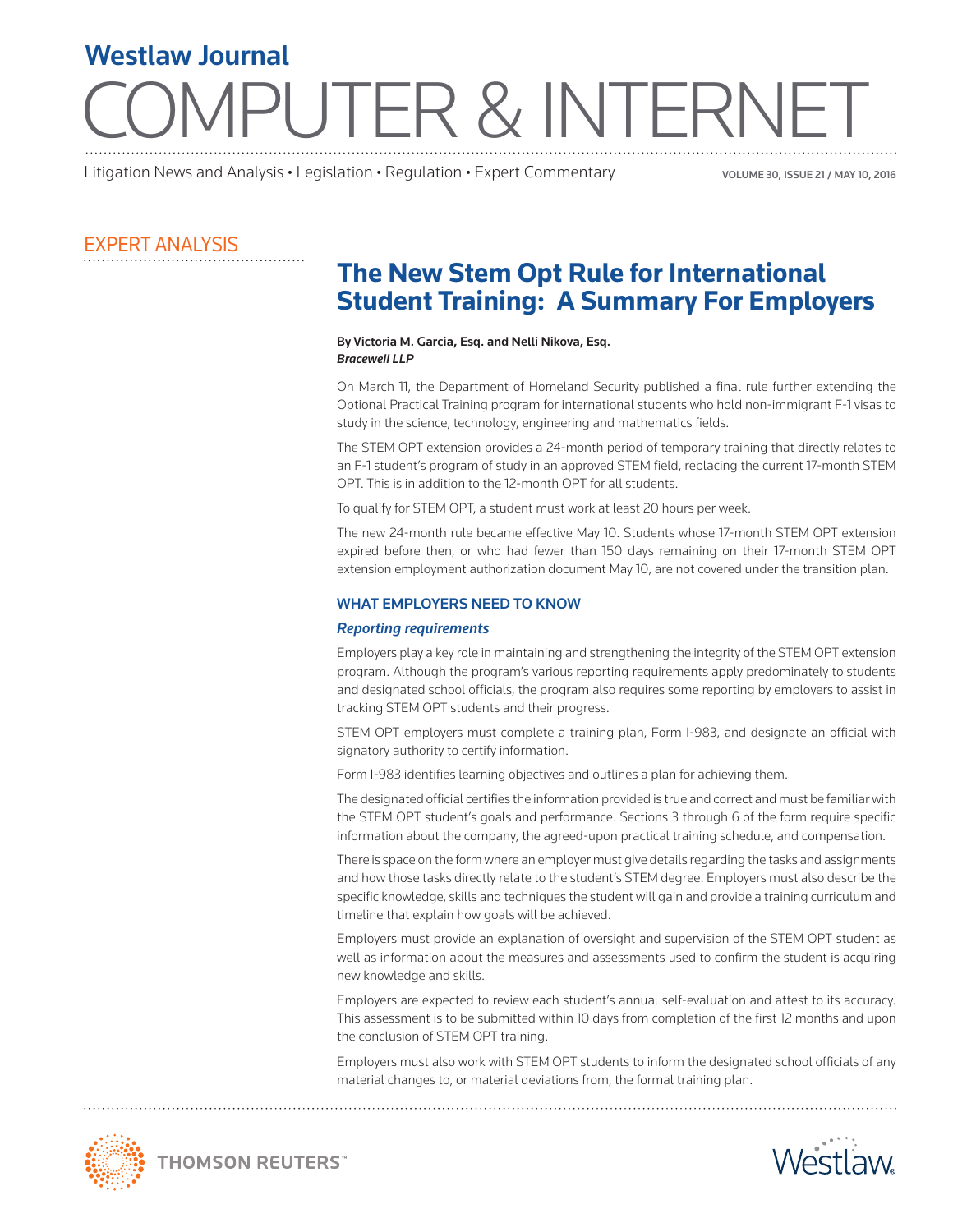# Westlaw Journal COMPUTER & INTERNET

Litigation News and Analysis • Legislation • Regulation • Expert Commentary

## EXPERT ANALYSIS

# The New Stem Opt Rule for International Student Training: A Summary For Employers

**By Victoria M. Garcia, Esq. and Nelli Nikova, Esq.**
***Bracewell LLP***

On March 11, the Department of Homeland Security published a final rule further extending the Optional Practical Training program for international students who hold non-immigrant F-1 visas to study in the science, technology, engineering and mathematics fields.

The STEM OPT extension provides a 24-month period of temporary training that directly relates to an F-1 student's program of study in an approved STEM field, replacing the current 17-month STEM OPT. This is in addition to the 12-month OPT for all students.

To qualify for STEM OPT, a student must work at least 20 hours per week.

The new 24-month rule became effective May 10. Students whose 17-month STEM OPT extension expired before then, or who had fewer than 150 days remaining on their 17-month STEM OPT extension employment authorization document May 10, are not covered under the transition plan.

## WHAT EMPLOYERS NEED TO KNOW

### *Reporting requirements*

Employers play a key role in maintaining and strengthening the integrity of the STEM OPT extension program. Although the program's various reporting requirements apply predominately to students and designated school officials, the program also requires some reporting by employers to assist in tracking STEM OPT students and their progress.

STEM OPT employers must complete a training plan, Form I-983, and designate an official with signatory authority to certify information.

Form I-983 identifies learning objectives and outlines a plan for achieving them.

The designated official certifies the information provided is true and correct and must be familiar with the STEM OPT student's goals and performance. Sections 3 through 6 of the form require specific information about the company, the agreed-upon practical training schedule, and compensation.

There is space on the form where an employer must give details regarding the tasks and assignments and how those tasks directly relate to the student's STEM degree. Employers must also describe the specific knowledge, skills and techniques the student will gain and provide a training curriculum and timeline that explain how goals will be achieved.

Employers must provide an explanation of oversight and supervision of the STEM OPT student as well as information about the measures and assessments used to confirm the student is acquiring new knowledge and skills.

Employers are expected to review each student's annual self-evaluation and attest to its accuracy. This assessment is to be submitted within 10 days from completion of the first 12 months and upon the conclusion of STEM OPT training.

Employers must also work with STEM OPT students to inform the designated school officials of any material changes to, or material deviations from, the formal training plan.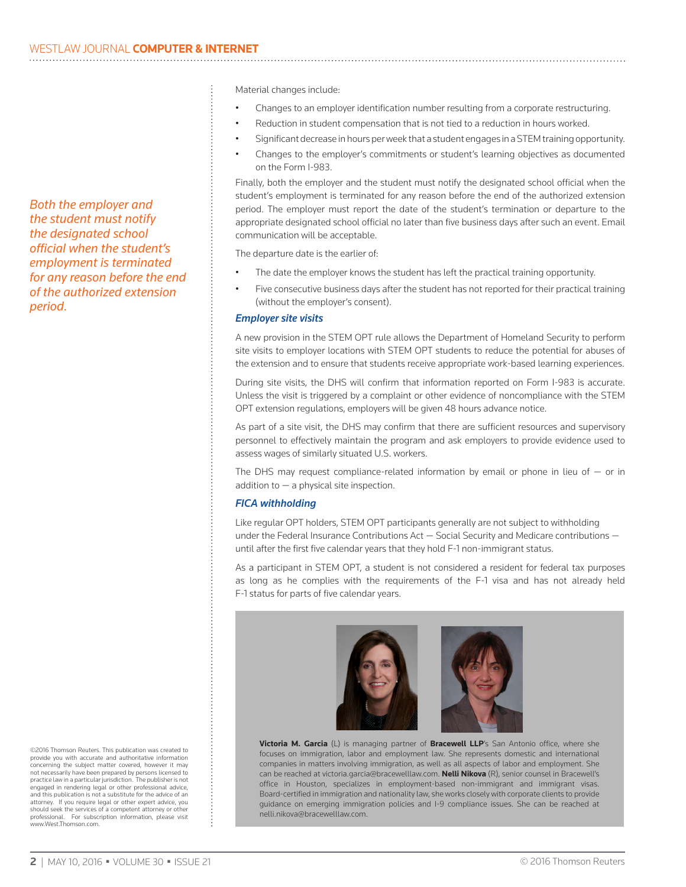Material changes include:

- Changes to an employer identification number resulting from a corporate restructuring.
- Reduction in student compensation that is not tied to a reduction in hours worked.
- Significant decrease in hours per week that a student engages in a STEM training opportunity.
- Changes to the employer's commitments or student's learning objectives as documented on the Form I-983.

Finally, both the employer and the student must notify the designated school official when the student's employment is terminated for any reason before the end of the authorized extension period. The employer must report the date of the student's termination or departure to the appropriate designated school official no later than five business days after such an event. Email communication will be acceptable.

*Both the employer and the student must notify the designated school official when the student's employment is terminated for any reason before the end of the authorized extension period.*

The departure date is the earlier of:

- The date the employer knows the student has left the practical training opportunity.
- Five consecutive business days after the student has not reported for their practical training (without the employer's consent).

### *Employer site visits*

A new provision in the STEM OPT rule allows the Department of Homeland Security to perform site visits to employer locations with STEM OPT students to reduce the potential for abuses of the extension and to ensure that students receive appropriate work-based learning experiences.

During site visits, the DHS will confirm that information reported on Form I-983 is accurate. Unless the visit is triggered by a complaint or other evidence of noncompliance with the STEM OPT extension regulations, employers will be given 48 hours advance notice.

As part of a site visit, the DHS may confirm that there are sufficient resources and supervisory personnel to effectively maintain the program and ask employers to provide evidence used to assess wages of similarly situated U.S. workers.

The DHS may request compliance-related information by email or phone in lieu of — or in addition to — a physical site inspection.

### *FICA withholding*

Like regular OPT holders, STEM OPT participants generally are not subject to withholding under the Federal Insurance Contributions Act — Social Security and Medicare contributions — until after the first five calendar years that they hold F-1 non-immigrant status.

As a participant in STEM OPT, a student is not considered a resident for federal tax purposes as long as he complies with the requirements of the F-1 visa and has not already held F-1 status for parts of five calendar years.

**Victoria M. Garcia** (L) is managing partner of **Bracewell LLP**'s San Antonio office, where she focuses on immigration, labor and employment law. She represents domestic and international companies in matters involving immigration, as well as all aspects of labor and employment. She can be reached at victoria.garcia@bracewelllaw.com. **Nelli Nikova** (R), senior counsel in Bracewell's office in Houston, specializes in employment-based non-immigrant and immigrant visas. Board-certified in immigration and nationality law, she works closely with corporate clients to provide guidance on emerging immigration policies and I-9 compliance issues. She can be reached at nelli.nikova@bracewelllaw.com.

©2016 Thomson Reuters. This publication was created to provide you with accurate and authoritative information concerning the subject matter covered, however it may not necessarily have been prepared by persons licensed to practice law in a particular jurisdiction. The publisher is not engaged in rendering legal or other professional advice, and this publication is not a substitute for the advice of an attorney. If you require legal or other expert advice, you should seek the services of a competent attorney or other professional. For subscription information, please visit www.West.Thomson.com.